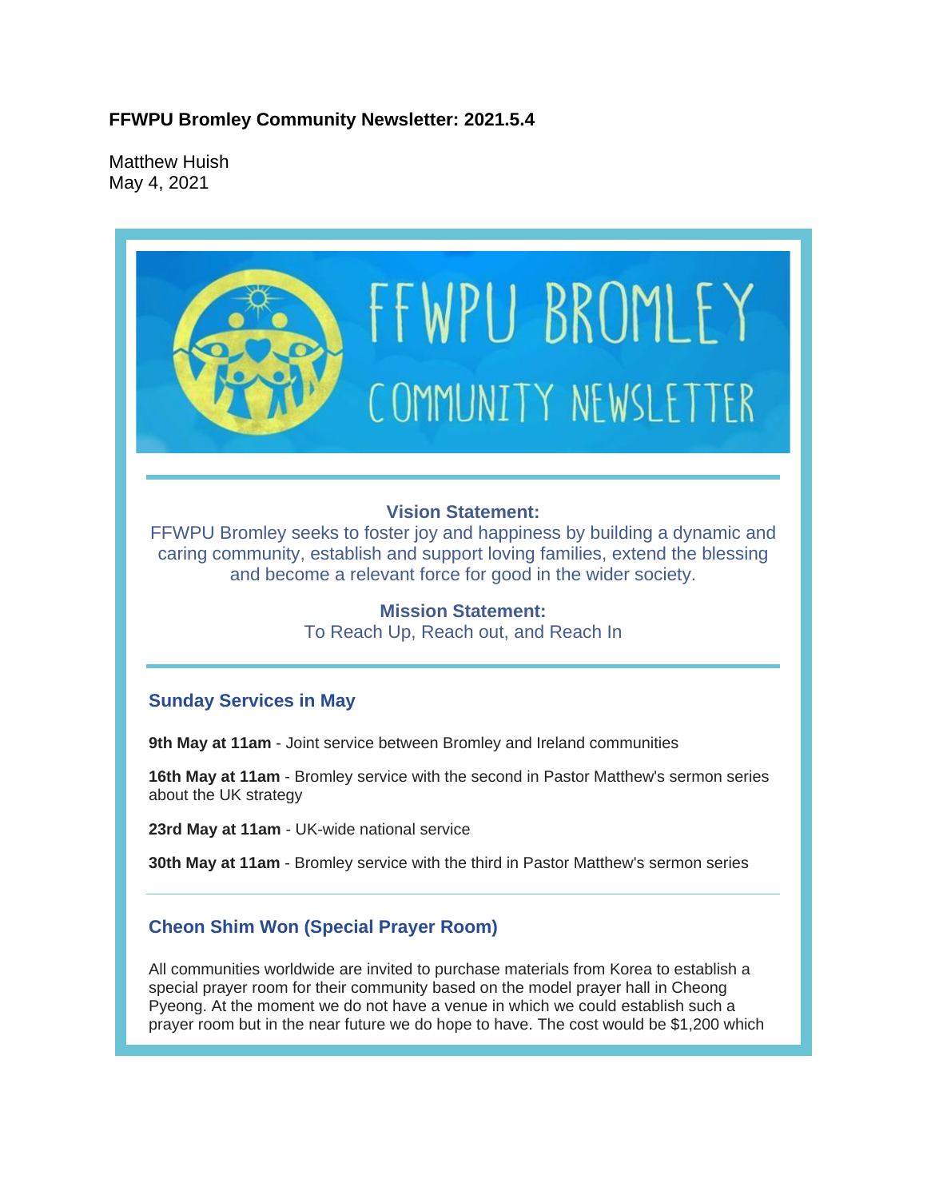**FFWPU Bromley Community Newsletter: 2021.5.4**

Matthew Huish
May 4, 2021

FFWPU BROMLEY COMMUNITY NEWSLETTER

**Vision Statement:**
FFWPU Bromley seeks to foster joy and happiness by building a dynamic and caring community, establish and support loving families, extend the blessing and become a relevant force for good in the wider society.

**Mission Statement:**
To Reach Up, Reach out, and Reach In

## Sunday Services in May

**9th May at 11am** - Joint service between Bromley and Ireland communities

**16th May at 11am** - Bromley service with the second in Pastor Matthew's sermon series about the UK strategy

**23rd May at 11am** - UK-wide national service

**30th May at 11am** - Bromley service with the third in Pastor Matthew's sermon series

## Cheon Shim Won (Special Prayer Room)

All communities worldwide are invited to purchase materials from Korea to establish a special prayer room for their community based on the model prayer hall in Cheong Pyeong. At the moment we do not have a venue in which we could establish such a prayer room but in the near future we do hope to have. The cost would be $1,200 which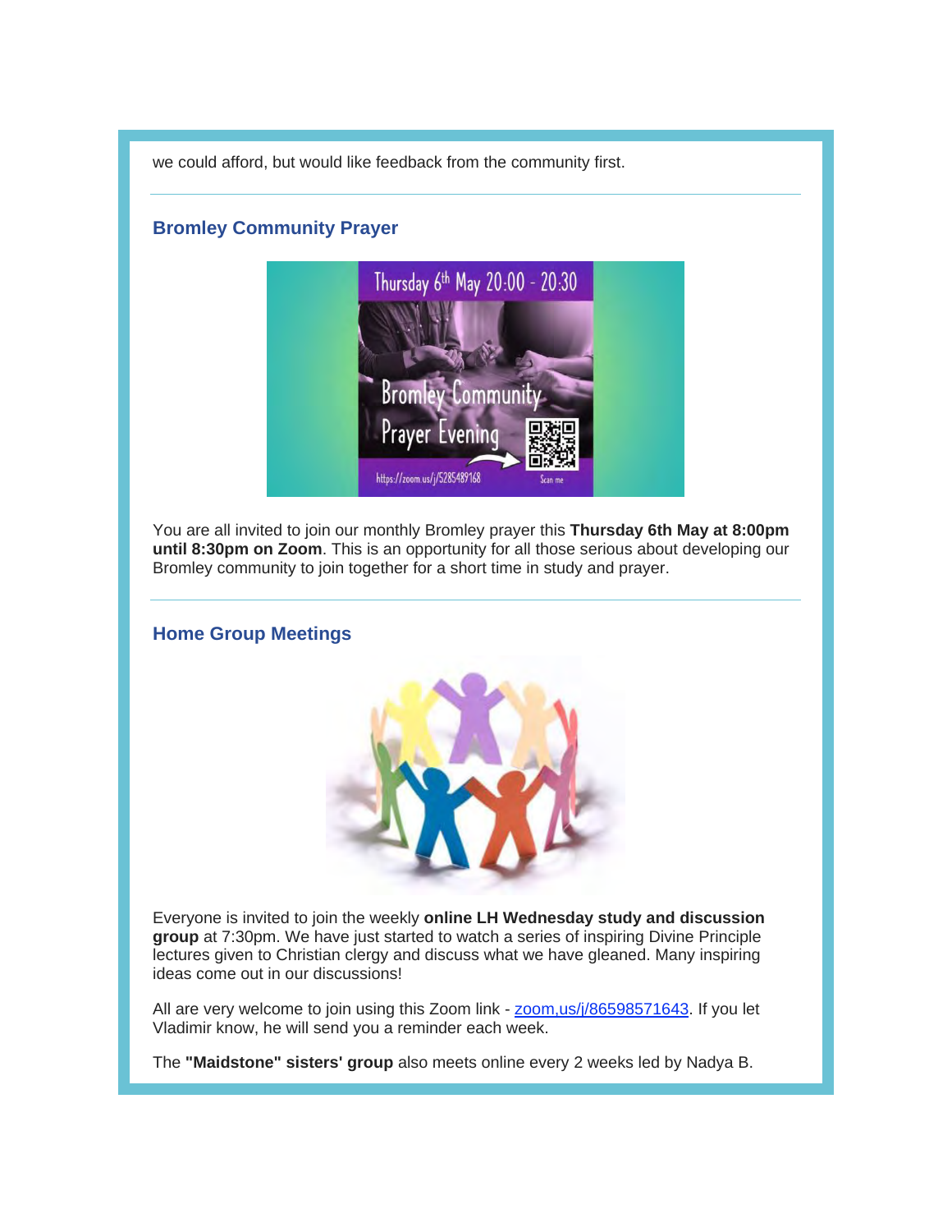we could afford, but would like feedback from the community first.

---

### Bromley Community Prayer

You are all invited to join our monthly Bromley prayer this **Thursday 6th May at 8:00pm until 8:30pm on Zoom**. This is an opportunity for all those serious about developing our Bromley community to join together for a short time in study and prayer.

---

### Home Group Meetings

Everyone is invited to join the weekly **online LH Wednesday study and discussion group** at 7:30pm. We have just started to watch a series of inspiring Divine Principle lectures given to Christian clergy and discuss what we have gleaned. Many inspiring ideas come out in our discussions!

All are very welcome to join using this Zoom link - zoom,us/j/86598571643. If you let Vladimir know, he will send you a reminder each week.

The **"Maidstone" sisters' group** also meets online every 2 weeks led by Nadya B.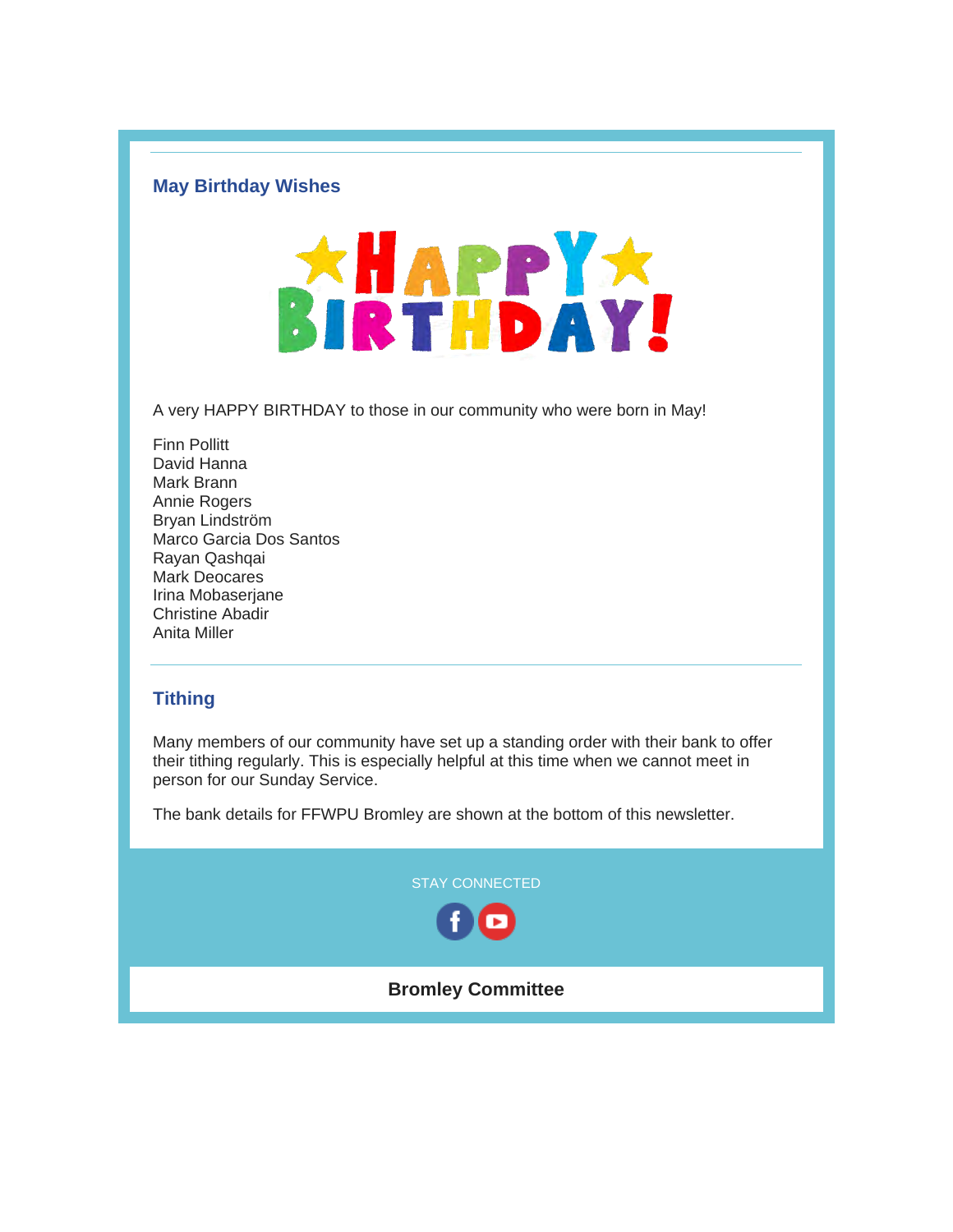## May Birthday Wishes

A very HAPPY BIRTHDAY to those in our community who were born in May!

Finn Pollitt
David Hanna
Mark Brann
Annie Rogers
Bryan Lindström
Marco Garcia Dos Santos
Rayan Qashqai
Mark Deocares
Irina Mobaserjane
Christine Abadir
Anita Miller

---

## Tithing

Many members of our community have set up a standing order with their bank to offer their tithing regularly. This is especially helpful at this time when we cannot meet in person for our Sunday Service.

The bank details for FFWPU Bromley are shown at the bottom of this newsletter.

STAY CONNECTED

**Bromley Committee**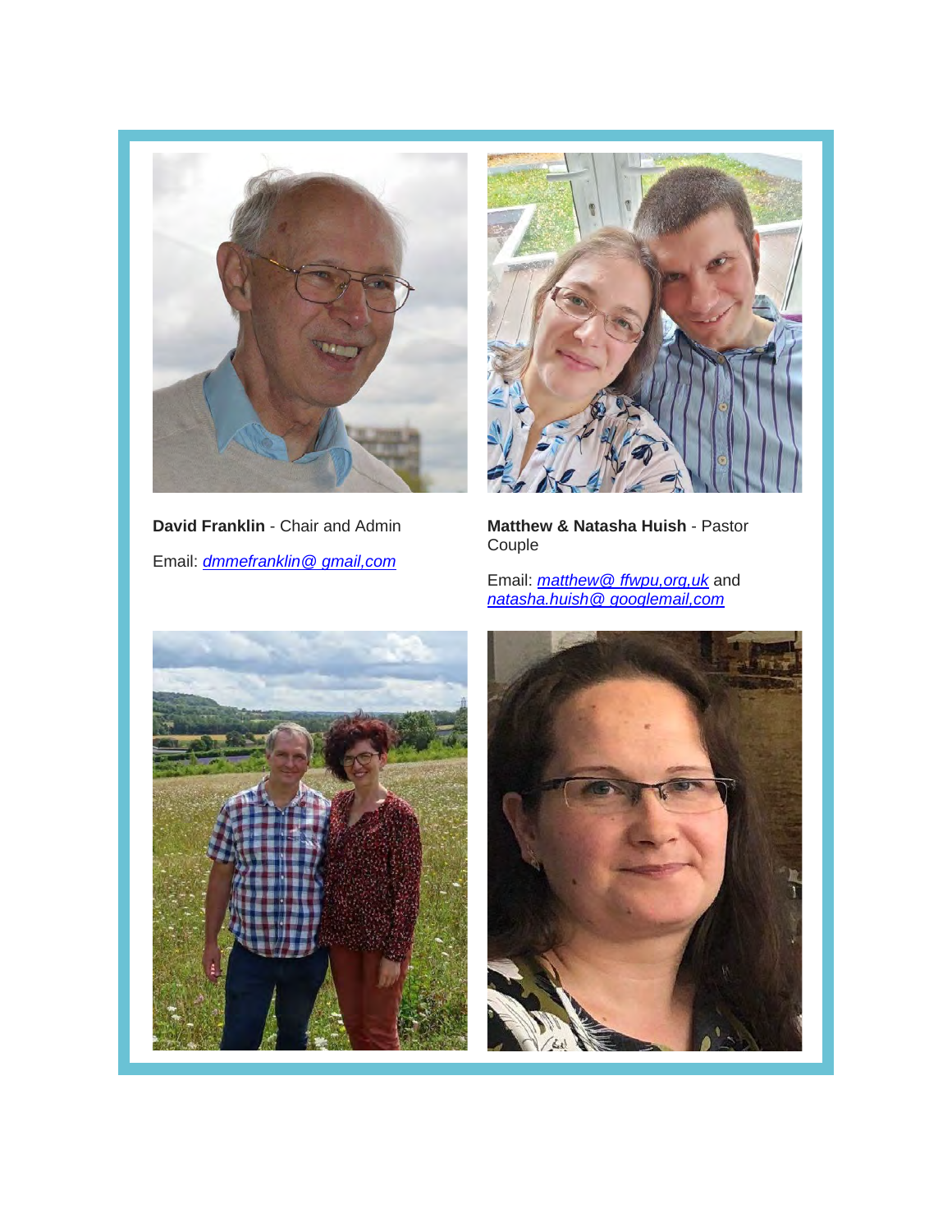**David Franklin** - Chair and Admin

Email: *dmmefranklin@ gmail,com*

**Matthew & Natasha Huish** - Pastor Couple

Email: *matthew@ ffwpu,org,uk* and *natasha.huish@ googlemail,com*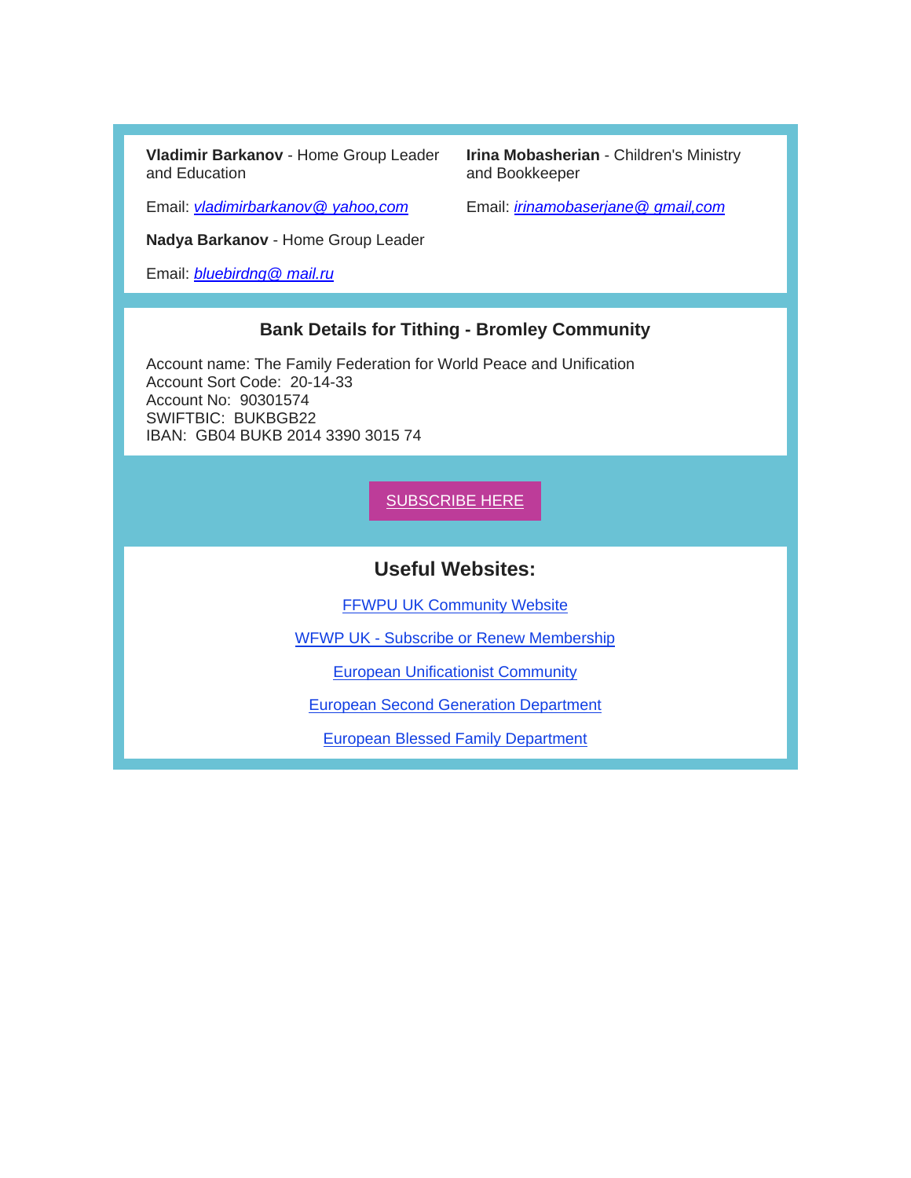**Vladimir Barkanov** - Home Group Leader and Education

Email: *vladimirbarkanov@ yahoo,com*

**Nadya Barkanov** - Home Group Leader

Email: *bluebirdng@ mail.ru*

**Irina Mobasherian** - Children's Ministry and Bookkeeper

Email: *irinamobaserjane@ gmail,com*

### Bank Details for Tithing - Bromley Community

Account name: The Family Federation for World Peace and Unification
Account Sort Code: 20-14-33
Account No: 90301574
SWIFTBIC: BUKBGB22
IBAN: GB04 BUKB 2014 3390 3015 74

SUBSCRIBE HERE

## Useful Websites:

FFWPU UK Community Website

WFWP UK - Subscribe or Renew Membership

European Unificationist Community

European Second Generation Department

European Blessed Family Department